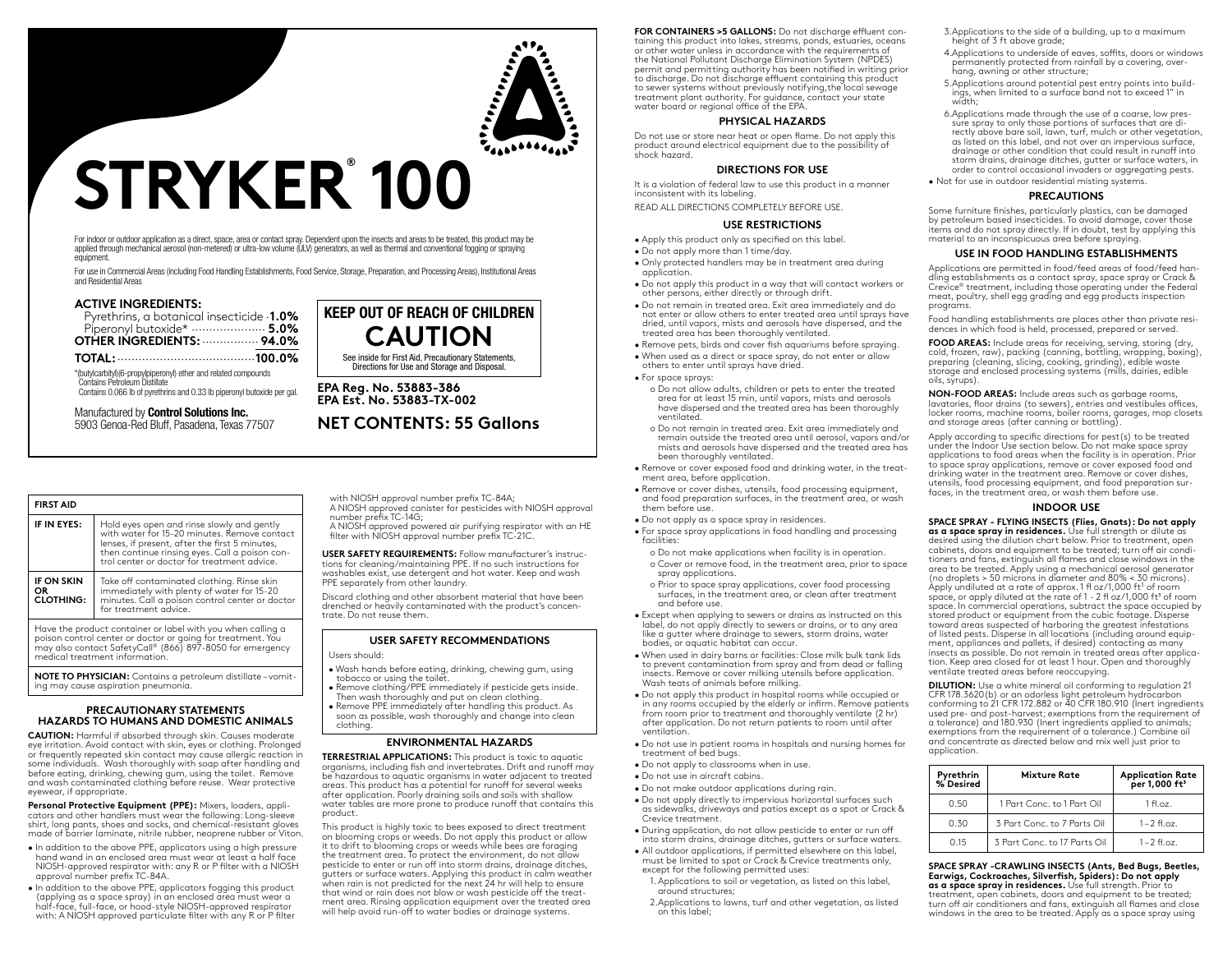# STRYKER® 100

For indoor or outdoor application as a direct, space, area or contact spray. Dependent upon the insects and areas to be treated, this product may be applied through mechanical aerosol (non-metered) or ultra-low volume (ULV) generators, as well as thermal and conventional fogging or spraying equipment.

For use in Commercial Areas (including Food Handling Establishments, Food Service, Storage, Preparation, and Processing Areas), Institutional Areas and Residential Areas

## ACTIVE INGREDIENTS:

| | |
|---|---|
| Pyrethrins, a botanical insecticide | **1.0%** |
| Piperonyl butoxide* | **5.0%** |
| **OTHER INGREDIENTS:** | **94.0%** |
| **TOTAL:** | **100.0%** |

*(butylcarbityl)(6-propylpiperonyl) ether and related compounds
Contains Petroleum Distillate
Contains 0.066 lb of pyrethrins and 0.33 lb piperonyl butoxide per gal.

## KEEP OUT OF REACH OF CHILDREN

## CAUTION

See inside for First Aid, Precautionary Statements, Directions for Use and Storage and Disposal.

**EPA Reg. No. 53883-386**
**EPA Est. No. 53883-TX-002**

## NET CONTENTS: 55 Gallons

Manufactured by **Control Solutions Inc.**
5903 Genoa-Red Bluff, Pasadena, Texas 77507

## FIRST AID

| | |
|---|---|
| **IF IN EYES:** | Hold eyes open and rinse slowly and gently with water for 15-20 minutes. Remove contact lenses, if present, after the first 5 minutes, then continue rinsing eyes. Call a poison control center or doctor for treatment advice. |
| **IF ON SKIN OR CLOTHING:** | Take off contaminated clothing. Rinse skin immediately with plenty of water for 15-20 minutes. Call a poison control center or doctor for treatment advice. |

Have the product container or label with you when calling a poison control center or doctor or going for treatment. You may also contact SafetyCall® (866) 897-8050 for emergency medical treatment information.

**NOTE TO PHYSICIAN:** Contains a petroleum distillate – vomiting may cause aspiration pneumonia.

## PRECAUTIONARY STATEMENTS HAZARDS TO HUMANS AND DOMESTIC ANIMALS

**CAUTION:** Harmful if absorbed through skin. Causes moderate eye irritation. Avoid contact with skin, eyes or clothing. Prolonged or frequently repeated skin contact may cause allergic reaction in some individuals. Wash thoroughly with soap after handling and before eating, drinking, chewing gum, using the toilet. Remove and wash contaminated clothing before reuse. Wear protective eyewear, if appropriate.

**Personal Protective Equipment (PPE):** Mixers, loaders, applicators and other handlers must wear the following: Long-sleeve shirt, long pants, shoes and socks, and chemical-resistant gloves made of barrier laminate, nitrile rubber, neoprene rubber or Viton.

- In addition to the above PPE, applicators using a high pressure hand wand in an enclosed area must wear at least a half face NIOSH-approved respirator with: any R or P filter with a NIOSH approval number prefix TC-84A.
- In addition to the above PPE, applicators fogging this product (applying as a space spray) in an enclosed area must wear a half-face, full-face, or hood-style NIOSH-approved respirator with: A NIOSH approved particulate filter with any R or P filter with NIOSH approval number prefix TC-84A;
 A NIOSH approved canister for pesticides with NIOSH approval number prefix TC-14G;
 A NIOSH approved powered air purifying respirator with an HE filter with NIOSH approval number prefix TC-21C.

**USER SAFETY REQUIREMENTS:** Follow manufacturer's instructions for cleaning/maintaining PPE. If no such instructions for washables exist, use detergent and hot water. Keep and wash PPE separately from other laundry.

Discard clothing and other absorbent material that have been drenched or heavily contaminated with the product's concentrate. Do not reuse them.

### USER SAFETY RECOMMENDATIONS

Users should:

- Wash hands before eating, drinking, chewing gum, using tobacco or using the toilet.
- Remove clothing/PPE immediately if pesticide gets inside. Then wash thoroughly and put on clean clothing.
- Remove PPE immediately after handling this product. As soon as possible, wash thoroughly and change into clean clothing.

### ENVIRONMENTAL HAZARDS

**TERRESTRIAL APPLICATIONS:** This product is toxic to aquatic organisms, including fish and invertebrates. Drift and runoff may be hazardous to aquatic organisms in water adjacent to treated areas. This product has a potential for runoff for several weeks after application. Poorly draining soils and soils with shallow water tables are more prone to produce runoff that contains this product.

This product is highly toxic to bees exposed to direct treatment on blooming crops or weeds. Do not apply this product or allow it to drift to blooming crops or weeds while bees are foraging the treatment area. To protect the environment, do not allow pesticide to enter or run off into storm drains, drainage ditches, gutters or surface waters. Applying this product in calm weather when rain is not predicted for the next 24 hr will help to ensure that wind or rain does not blow or wash pesticide off the treatment area. Rinsing application equipment over the treated area will help avoid run-off to water bodies or drainage systems.

**FOR CONTAINERS >5 GALLONS:** Do not discharge effluent containing this product into lakes, streams, ponds, estuaries, oceans or other water unless in accordance with the requirements of the National Pollutant Discharge Elimination System (NPDES) permit and permitting authority has been notified in writing prior to discharge. Do not discharge effluent containing this product to sewer systems without previously notifying,the local sewage treatment plant authority. For guidance, contact your state water board or regional office of the EPA.

### PHYSICAL HAZARDS

Do not use or store near heat or open flame. Do not apply this product around electrical equipment due to the possibility of shock hazard.

## DIRECTIONS FOR USE

It is a violation of federal law to use this product in a manner inconsistent with its labeling.

READ ALL DIRECTIONS COMPLETELY BEFORE USE.

### USE RESTRICTIONS

- Apply this product only as specified on this label.
- Do not apply more than 1 time/day.
- Only protected handlers may be in treatment area during application.
- Do not apply this product in a way that will contact workers or other persons, either directly or through drift.
- Do not remain in treated area. Exit area immediately and do not enter or allow others to enter treated area until sprays have dried, until vapors, mists and aerosols have dispersed, and the treated area has been thoroughly ventilated.
- Remove pets, birds and cover fish aquariums before spraying.
- When used as a direct or space spray, do not enter or allow others to enter until sprays have dried.
- For space sprays:
  - Do not allow adults, children or pets to enter the treated area for at least 15 min, until vapors, mists and aerosols have dispersed and the treated area has been thoroughly ventilated.
  - Do not remain in treated area. Exit area immediately and remain outside the treated area until aerosol, vapors and/or mists and aerosols have dispersed and the treated area has been thoroughly ventilated.
- Remove or cover exposed food and drinking water, in the treatment area, before application.
- Remove or cover dishes, utensils, food processing equipment, and food preparation surfaces, in the treatment area, or wash them before use.
- Do not apply as a space spray in residences.
- For space spray applications in food handling and processing facilities:
  - Do not make applications when facility is in operation.
  - Cover or remove food, in the treatment area, prior to space spray applications.
  - Prior to space spray applications, cover food processing surfaces, in the treatment area, or clean after treatment and before use.
- Except when applying to sewers or drains as instructed on this label, do not apply directly to sewers or drains, or to any area like a gutter where drainage to sewers, storm drains, water bodies, or aquatic habitat can occur.
- When used in dairy barns or facilities: Close milk bulk tank lids to prevent contamination from spray and from dead or falling insects. Remove or cover milking utensils before application. Wash teats of animals before milking.
- Do not apply this product in hospital rooms while occupied or in any rooms occupied by the elderly or infirm. Remove patients from room prior to treatment and thoroughly ventilate (2 hr) after application. Do not return patients to room until after ventilation.
- Do not use in patient rooms in hospitals and nursing homes for treatment of bed bugs.
- Do not apply to classrooms when in use.
- Do not use in aircraft cabins.
- Do not make outdoor applications during rain.
- Do not apply directly to impervious horizontal surfaces such as sidewalks, driveways and patios except as a spot or Crack & Crevice treatment.
- During application, do not allow pesticide to enter or run off into storm drains, drainage ditches, gutters or surface waters.
- All outdoor applications, if permitted elsewhere on this label, must be limited to spot or Crack & Crevice treatments only, except for the following permitted uses:
  1. Applications to soil or vegetation, as listed on this label, around structures;
  2. Applications to lawns, turf and other vegetation, as listed on this label;
  3. Applications to the side of a building, up to a maximum height of 3 ft above grade;
  4. Applications to underside of eaves, soffits, doors or windows permanently protected from rainfall by a covering, overhang, awning or other structure;
  5. Applications around potential pest entry points into buildings, when limited to a surface band not to exceed 1" in width;
  6. Applications made through the use of a coarse, low pressure spray to only those portions of surfaces that are directly above bare soil, lawn, turf, mulch or other vegetation, as listed on this label, and not over an impervious surface, drainage or other condition that could result in runoff into storm drains, drainage ditches, gutter or surface waters, in order to control occasional invaders or aggregating pests.
- Not for use in outdoor residential misting systems.

### PRECAUTIONS

Some furniture finishes, particularly plastics, can be damaged by petroleum based insecticides. To avoid damage, cover those items and do not spray directly. If in doubt, test by applying this material to an inconspicuous area before spraying.

### USE IN FOOD HANDLING ESTABLISHMENTS

Applications are permitted in food/feed areas of food/feed handling establishments as a contact spray, space spray or Crack & Crevice® treatment, including those operating under the Federal meat, poultry, shell egg grading and egg products inspection programs.

Food handling establishments are places other than private residences in which food is held, processed, prepared or served.

**FOOD AREAS:** Include areas for receiving, serving, storing (dry, cold, frozen, raw), packing (canning, bottling, wrapping, boxing), preparing (cleaning, slicing, cooking, grinding), edible waste storage and enclosed processing systems (mills, dairies, edible oils, syrups).

**NON-FOOD AREAS:** Include areas such as garbage rooms, lavatories, floor drains (to sewers), entries and vestibules offices, locker rooms, machine rooms, boiler rooms, garages, mop closets and storage areas (after canning or bottling).

Apply according to specific directions for pest(s) to be treated under the Indoor Use section below. Do not make space spray applications to food areas when the facility is in operation. Prior to space spray applications, remove or cover exposed food and drinking water in the treatment area. Remove or cover dishes, utensils, food processing equipment, and food preparation surfaces, in the treatment area, or wash them before use.

### INDOOR USE

**SPACE SPRAY - FLYING INSECTS (Flies, Gnats): Do not apply as a space spray in residences.** Use full strength or dilute as desired using the dilution chart below. Prior to treatment, open cabinets, doors and equipment to be treated; turn off air conditioners and fans, extinguish all flames and close windows in the area to be treated. Apply using a mechanical aerosol generator (no droplets > 50 microns in diameter and 80% < 30 microns). Apply undiluted at a rate of approx. 1 fl oz/1,000 $ft^3$ of room space, or apply diluted at the rate of 1 - 2 fl oz/1,000 $ft^3$ of room space. In commercial operations, subtract the space occupied by stored product or equipment from the cubic footage. Disperse toward areas suspected of harboring the greatest infestations of listed pests. Disperse in all locations (including around equipment, appliances and pallets, if desired) contacting as many insects as possible. Do not remain in treated areas after application. Keep area closed for at least 1 hour. Open and thoroughly ventilate treated areas before reoccupying.

**DILUTION:** Use a white mineral oil conforming to regulation 21 CFR 178.3620(b) or an odorless light petroleum hydrocarbon conforming to 21 CFR 172.882 or 40 CFR 180.910 (Inert ingredients used pre- and post-harvest; exemptions from the requirement of a tolerance) and 180.930 (Inert ingredients applied to animals; exemptions from the requirement of a tolerance.) Combine oil and concentrate as directed below and mix well just prior to application.

| Pyrethrin % Desired | Mixture Rate | Application Rate per 1,000 $ft^3$ |
|---|---|---|
| 0.50 | 1 Part Conc. to 1 Part Oil | 1 fl.oz. |
| 0.30 | 3 Part Conc. to 7 Parts Oil | 1 – 2 fl.oz. |
| 0.15 | 3 Part Conc. to 17 Parts Oil | 1 – 2 fl.oz. |

**SPACE SPRAY – CRAWLING INSECTS (Ants, Bed Bugs, Beetles, Earwigs, Cockroaches, Silverfish, Spiders): Do not apply as a space spray in residences.** Use full strength. Prior to treatment, open cabinets, doors and equipment to be treated; turn off air conditioners and fans, extinguish all flames and close windows in the area to be treated. Apply as a space spray using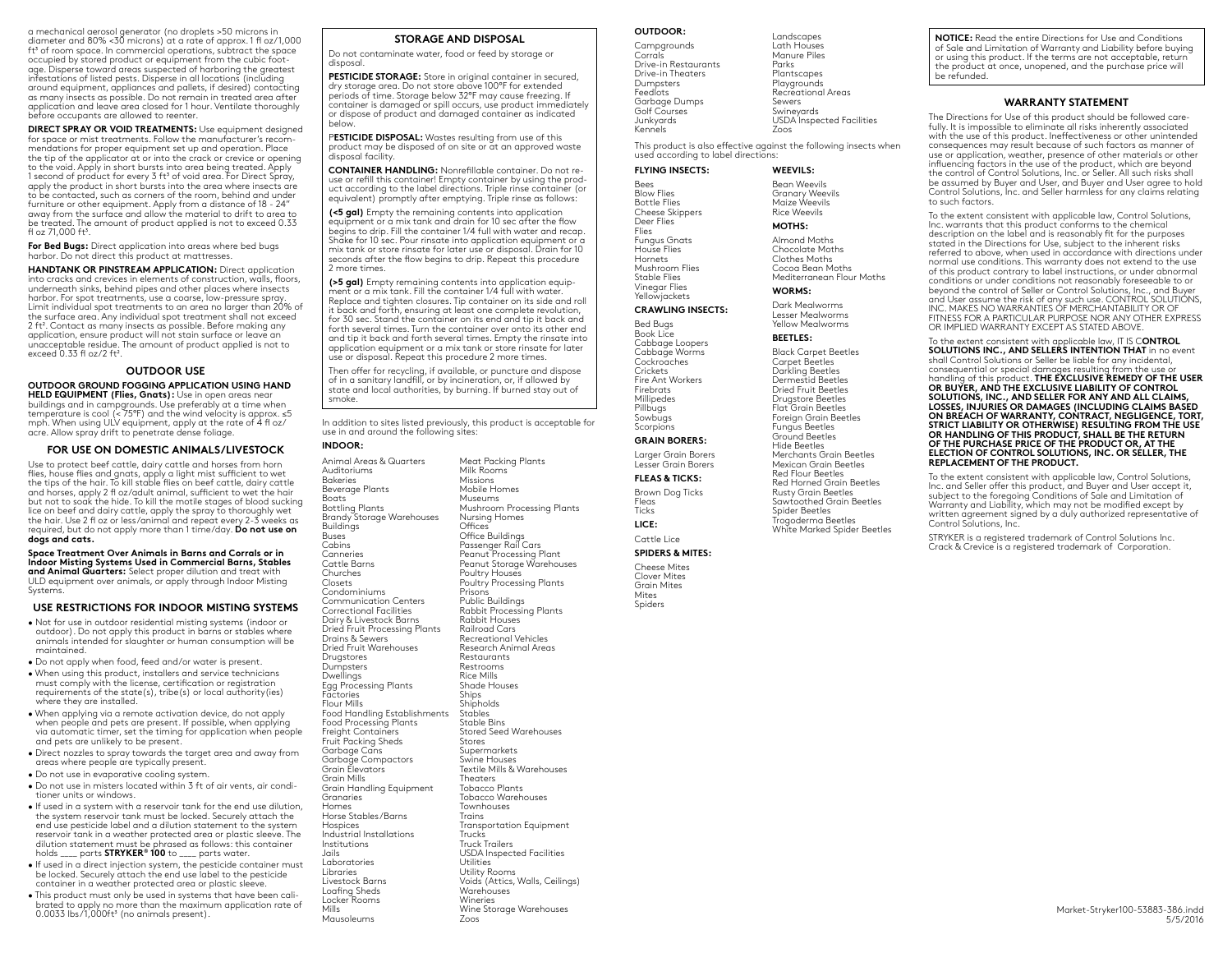a mechanical aerosol generator (no droplets >50 microns in diameter and 80% <30 microns) at a rate of approx. 1 fl oz/1,000 ft³ of room space. In commercial operations, subtract the space occupied by stored product or equipment from the cubic footage. Disperse toward areas suspected of harboring the greatest infestations of listed pests. Disperse in all locations (including around equipment, appliances and pallets, if desired) contacting as many insects as possible. Do not remain in treated area after application and leave area closed for 1 hour. Ventilate thoroughly before occupants are allowed to reenter.

**DIRECT SPRAY OR VOID TREATMENTS:** Use equipment designed for space or mist treatments. Follow the manufacturer's recommendations for proper equipment set up and operation. Place the tip of the applicator at or into the crack or crevice or opening to the void. Apply in short bursts into area being treated. Apply 1 second of product for every 3 ft³ of void area. For Direct Spray, apply the product in short bursts into the area where insects are to be contacted, such as corners of the room, behind and under furniture or other equipment. Apply from a distance of 18 - 24" away from the surface and allow the material to drift to area to be treated. The amount of product applied is not to exceed 0.33 fl oz 71,000 ft³.

**For Bed Bugs:** Direct application into areas where bed bugs harbor. Do not direct this product at mattresses.

**HANDTANK OR PINSTREAM APPLICATION:** Direct application into cracks and crevices in elements of construction, walls, floors, underneath sinks, behind pipes and other places where insects harbor. For spot treatments, use a coarse, low-pressure spray. Limit individual spot treatments to an area no larger than 20% of the surface area. Any individual spot treatment shall not exceed 2 ft². Contact as many insects as possible. Before making any application, ensure product will not stain surface or leave an unacceptable residue. The amount of product applied is not to exceed 0.33 fl oz/2 ft².

## OUTDOOR USE

**OUTDOOR GROUND FOGGING APPLICATION USING HAND HELD EQUIPMENT (Flies, Gnats):** Use in open areas near buildings and in campgrounds. Use preferably at a time when temperature is cool (< 75°F) and the wind velocity is approx. ≤5 mph. When using ULV equipment, apply at the rate of 4 fl oz/acre. Allow spray drift to penetrate dense foliage.

## FOR USE ON DOMESTIC ANIMALS/LIVESTOCK

Use to protect beef cattle, dairy cattle and horses from horn flies, house flies and gnats, apply a light mist sufficient to wet the tips of the hair. To kill stable flies on beef cattle, dairy cattle and horses, apply 2 fl oz/adult animal, sufficient to wet the hair but not to soak the hide. To kill the motile stages of blood sucking lice on beef and dairy cattle, apply the spray to thoroughly wet the hair. Use 2 fl oz or less/animal and repeat every 2-3 weeks as required, but do not apply more than 1 time/day. **Do not use on dogs and cats.**

**Space Treatment Over Animals in Barns and Corrals or in Indoor Misting Systems Used in Commercial Barns, Stables and Animal Quarters:** Select proper dilution and treat with ULD equipment over animals, or apply through Indoor Misting Systems.

## USE RESTRICTIONS FOR INDOOR MISTING SYSTEMS

- Not for use in outdoor residential misting systems (indoor or outdoor). Do not apply this product in barns or stables where animals intended for slaughter or human consumption will be maintained.
- Do not apply when food, feed and/or water is present.
- When using this product, installers and service technicians must comply with the license, certification or registration requirements of the state(s), tribe(s) or local authority(ies) where they are installed.
- When applying via a remote activation device, do not apply when people and pets are present. If possible, when applying via automatic timer, set the timing for application when people and pets are unlikely to be present.
- Direct nozzles to spray towards the target area and away from areas where people are typically present.
- Do not use in evaporative cooling system.
- Do not use in misters located within 3 ft of air vents, air conditioner units or windows.
- If used in a system with a reservoir tank for the end use dilution, the system reservoir tank must be locked. Securely attach the end use pesticide label and a dilution statement to the system reservoir tank in a weather protected area or plastic sleeve. The dilution statement must be phrased as follows: this container holds ____ parts **STRYKER® 100** to ____ parts water.
- If used in a direct injection system, the pesticide container must be locked. Securely attach the end use label to the pesticide container in a weather protected area or plastic sleeve.
- This product must only be used in systems that have been calibrated to apply no more than the maximum application rate of 0.0033 lbs/1,000ft³ (no animals present).

## STORAGE AND DISPOSAL

Do not contaminate water, food or feed by storage or disposal.

**PESTICIDE STORAGE:** Store in original container in secured, dry storage area. Do not store above 100°F for extended periods of time. Storage below 32°F may cause freezing. If container is damaged or spill occurs, use product immediately or dispose of product and damaged container as indicated below.

**PESTICIDE DISPOSAL:** Wastes resulting from use of this product may be disposed of on site or at an approved waste disposal facility.

**CONTAINER HANDLING:** Nonrefillable container. Do not reuse or refill this container! Empty container by using the product according to the label directions. Triple rinse container (or equivalent) promptly after emptying. Triple rinse as follows:

**(<5 gal)** Empty the remaining contents into application equipment or a mix tank and drain for 10 sec after the flow begins to drip. Fill the container 1/4 full with water and recap. Shake for 10 sec. Pour rinsate into application equipment or a mix tank or store rinsate for later use or disposal. Drain for 10 seconds after the flow begins to drip. Repeat this procedure 2 more times.

**(>5 gal)** Empty remaining contents into application equipment or a mix tank. Fill the container 1/4 full with water. Replace and tighten closures. Tip container on its side and roll it back and forth, ensuring at least one complete revolution, for 30 sec. Stand the container on its end and tip it back and forth several times. Turn the container over onto its other end and tip it back and forth several times. Empty the rinsate into application equipment or a mix tank or store rinsate for later use or disposal. Repeat this procedure 2 more times.

Then offer for recycling, if available, or puncture and dispose of in a sanitary landfill, or by incineration, or, if allowed by state and local authorities, by burning. If burned stay out of smoke.

In addition to sites listed previously, this product is acceptable for use in and around the following sites:

**INDOOR:**

Animal Areas & Quarters
Auditoriums
Bakeries
Beverage Plants
Boats
Bottling Plants
Brandy Storage Warehouses
Buildings
Buses
Cabins
Canneries
Cattle Barns
Churches
Closets
Condominiums
Communication Centers
Correctional Facilities
Dairy & Livestock Barns
Dried Fruit Processing Plants
Drains & Sewers
Dried Fruit Warehouses
Drugstores
Dumpsters
Dwellings
Egg Processing Plants
Factories
Flour Mills
Food Handling Establishments
Food Processing Plants
Freight Containers
Fruit Packing Sheds
Garbage Cans
Garbage Compactors
Grain Elevators
Grain Mills
Grain Handling Equipment
Granaries
Homes
Horse Stables/Barns
Hospices
Industrial Installations
Institutions
Jails
Laboratories
Libraries
Livestock Barns
Loafing Sheds
Locker Rooms
Mills
Mausoleums
Meat Packing Plants
Milk Rooms
Missions
Mobile Homes
Museums
Mushroom Processing Plants
Nursing Homes
Offices
Office Buildings
Passenger Rail Cars
Peanut Processing Plant
Peanut Storage Warehouses
Poultry Houses
Poultry Processing Plants
Prisons
Public Buildings
Rabbit Processing Plants
Rabbit Houses
Railroad Cars
Recreational Vehicles
Research Animal Areas
Restaurants
Restrooms
Rice Mills
Shade Houses
Ships
Shipholds
Stables
Stable Bins
Stored Seed Warehouses
Stores
Supermarkets
Swine Houses
Textile Mills & Warehouses
Theaters
Tobacco Plants
Tobacco Warehouses
Townhouses
Trains
Transportation Equipment
Trucks
Truck Trailers
USDA Inspected Facilities
Utilities
Utility Rooms
Voids (Attics, Walls, Ceilings)
Warehouses
Wineries
Wine Storage Warehouses
Zoos

**OUTDOOR:**

Campgrounds
Corrals
Drive-in Restaurants
Drive-in Theaters
Dumpsters
Feedlots
Garbage Dumps
Golf Courses
Junkyards
Kennels
Landscapes
Lath Houses
Manure Piles
Parks
Plantscapes
Playgrounds
Recreational Areas
Sewers
Swineyards
USDA Inspected Facilities
Zoos

This product is also effective against the following insects when used according to label directions:

**FLYING INSECTS:**

Bees
Blow Flies
Bottle Flies
Cheese Skippers
Deer Flies
Flies
Fungus Gnats
House Flies
Hornets
Mushroom Flies
Stable Flies
Vinegar Flies
Yellowjackets

**CRAWLING INSECTS:**

Bed Bugs
Book Lice
Cabbage Loopers
Cabbage Worms
Cockroaches
Crickets
Fire Ant Workers
Firebrats
Millipedes
Pillbugs
Sowbugs
Scorpions

**GRAIN BORERS:**

Larger Grain Borers
Lesser Grain Borers

**FLEAS & TICKS:**

Brown Dog Ticks
Fleas
Ticks

**LICE:**

Cattle Lice

**SPIDERS & MITES:**

Cheese Mites
Clover Mites
Grain Mites
Mites
Spiders

**WEEVILS:**

Bean Weevils
Granary Weevils
Maize Weevils
Rice Weevils

**MOTHS:**

Almond Moths
Chocolate Moths
Clothes Moths
Cocoa Bean Moths
Mediterranean Flour Moths

**WORMS:**

Dark Mealworms
Lesser Mealworms
Yellow Mealworms

**BEETLES:**

Black Carpet Beetles
Carpet Beetles
Darkling Beetles
Dermestid Beetles
Dried Fruit Beetles
Drugstore Beetles
Flat Grain Beetles
Foreign Grain Beetles
Fungus Beetles
Ground Beetles
Hide Beetles
Merchants Grain Beetles
Mexican Grain Beetles
Red Flour Beetles
Red Horned Grain Beetles
Rusty Grain Beetles
Sawtoothed Grain Beetles
Spider Beetles
Trogoderma Beetles
White Marked Spider Beetles

**NOTICE:** Read the entire Directions for Use and Conditions of Sale and Limitation of Warranty and Liability before buying or using this product. If the terms are not acceptable, return the product at once, unopened, and the purchase price will be refunded.

## WARRANTY STATEMENT

The Directions for Use of this product should be followed carefully. It is impossible to eliminate all risks inherently associated with the use of this product. Ineffectiveness or other unintended consequences may result because of such factors as manner of use or application, weather, presence of other materials or other influencing factors in the use of the product, which are beyond the control of Control Solutions, Inc. or Seller. All such risks shall be assumed by Buyer and User, and Buyer and User agree to hold Control Solutions, Inc. and Seller harmless for any claims relating to such factors.

To the extent consistent with applicable law, Control Solutions, Inc. warrants that this product conforms to the chemical description on the label and is reasonably fit for the purposes stated in the Directions for Use, subject to the inherent risks referred to above, when used in accordance with directions under normal use conditions. This warranty does not extend to the use of this product contrary to label instructions, or under abnormal conditions or under conditions not reasonably foreseeable to or beyond the control of Seller or Control Solutions, Inc., and Buyer and User assume the risk of any such use. CONTROL SOLUTIONS, INC. MAKES NO WARRANTIES OF MERCHANTABILITY OR OF FITNESS FOR A PARTICULAR PURPOSE NOR ANY OTHER EXPRESS OR IMPLIED WARRANTY EXCEPT AS STATED ABOVE.

To the extent consistent with applicable law, IT IS C**ONTROL SOLUTIONS INC., AND SELLERS INTENTION THAT** in no event shall Control Solutions or Seller be liable for any incidental, consequential or special damages resulting from the use or handling of this product. **THE EXCLUSIVE REMEDY OF THE USER OR BUYER, AND THE EXCLUSIVE LIABILITY OF CONTROL SOLUTIONS, INC., AND SELLER FOR ANY AND ALL CLAIMS, LOSSES, INJURIES OR DAMAGES (INCLUDING CLAIMS BASED ON BREACH OF WARRANTY, CONTRACT, NEGLIGENCE, TORT, STRICT LIABILITY OR OTHERWISE) RESULTING FROM THE USE OR HANDLING OF THIS PRODUCT, SHALL BE THE RETURN OF THE PURCHASE PRICE OF THE PRODUCT OR, AT THE ELECTION OF CONTROL SOLUTIONS, INC. OR SELLER, THE REPLACEMENT OF THE PRODUCT.**

To the extent consistent with applicable law, Control Solutions, Inc. and Seller offer this product, and Buyer and User accept it, subject to the foregoing Conditions of Sale and Limitation of Warranty and Liability, which may not be modified except by written agreement signed by a duly authorized representative of Control Solutions, Inc.

STRYKER is a registered trademark of Control Solutions Inc.
Crack & Crevice is a registered trademark of Corporation.

Market-Stryker100-53883-386.indd
5/5/2016